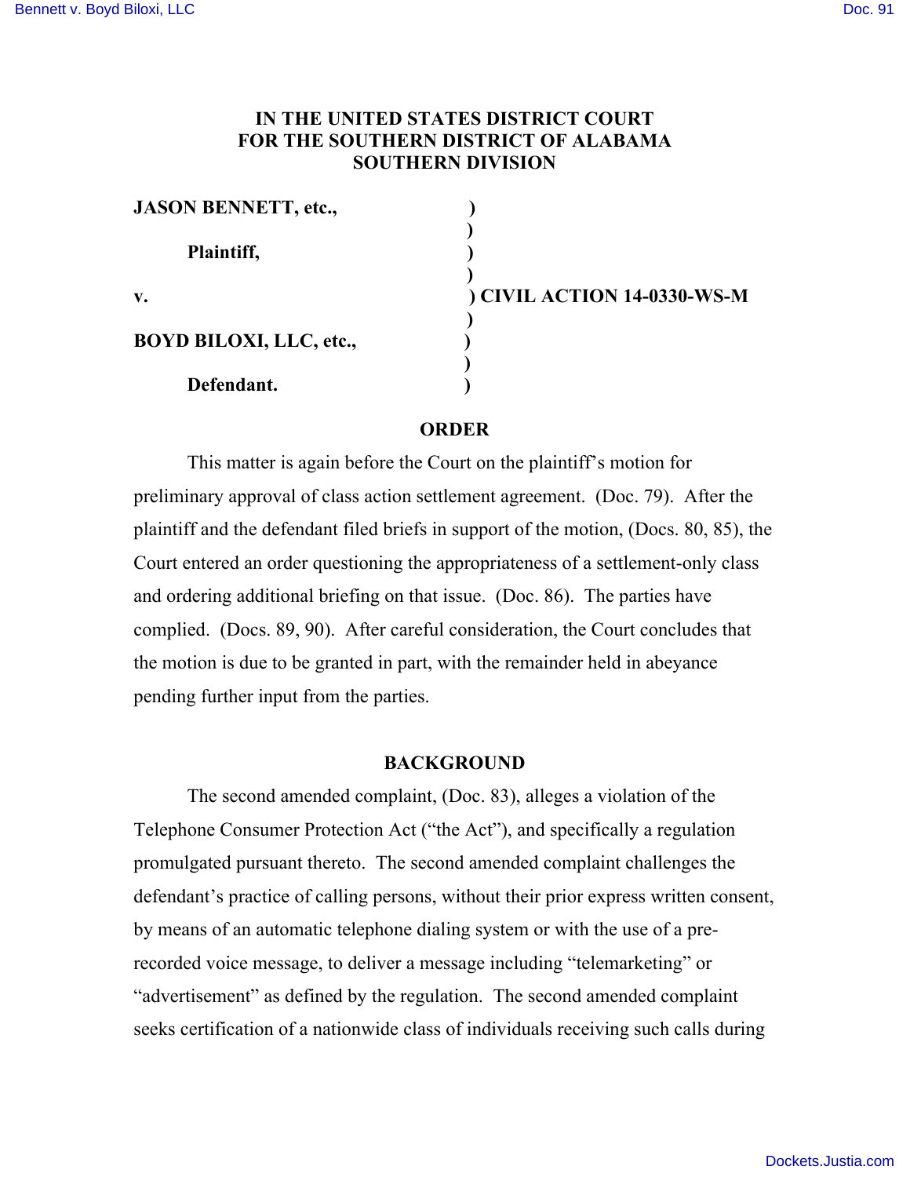**IN THE UNITED STATES DISTRICT COURT**
**FOR THE SOUTHERN DISTRICT OF ALABAMA**
**SOUTHERN DIVISION**

| | | |
|---|---|---|
| **JASON BENNETT, etc.,** | ) | |
| | ) | |
| **Plaintiff,** | ) | |
| | ) | |
| **v.** | ) | **CIVIL ACTION 14-0330-WS-M** |
| | ) | |
| **BOYD BILOXI, LLC, etc.,** | ) | |
| | ) | |
| **Defendant.** | ) | |

## ORDER

This matter is again before the Court on the plaintiff's motion for preliminary approval of class action settlement agreement. (Doc. 79). After the plaintiff and the defendant filed briefs in support of the motion, (Docs. 80, 85), the Court entered an order questioning the appropriateness of a settlement-only class and ordering additional briefing on that issue. (Doc. 86). The parties have complied. (Docs. 89, 90). After careful consideration, the Court concludes that the motion is due to be granted in part, with the remainder held in abeyance pending further input from the parties.

## BACKGROUND

The second amended complaint, (Doc. 83), alleges a violation of the Telephone Consumer Protection Act ("the Act"), and specifically a regulation promulgated pursuant thereto. The second amended complaint challenges the defendant's practice of calling persons, without their prior express written consent, by means of an automatic telephone dialing system or with the use of a pre-recorded voice message, to deliver a message including "telemarketing" or "advertisement" as defined by the regulation. The second amended complaint seeks certification of a nationwide class of individuals receiving such calls during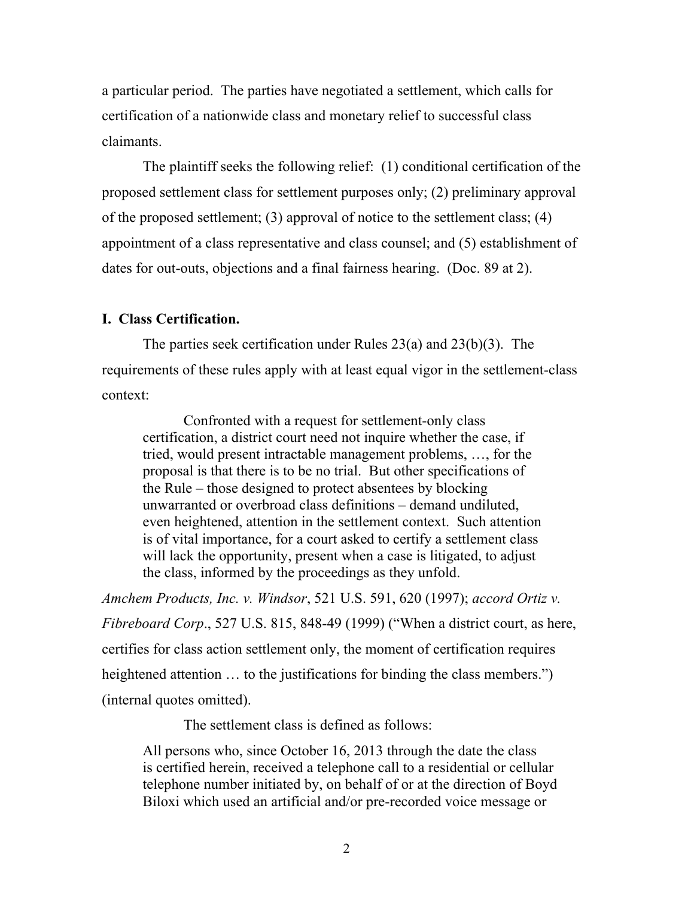a particular period. The parties have negotiated a settlement, which calls for certification of a nationwide class and monetary relief to successful class claimants.

The plaintiff seeks the following relief: (1) conditional certification of the proposed settlement class for settlement purposes only; (2) preliminary approval of the proposed settlement; (3) approval of notice to the settlement class; (4) appointment of a class representative and class counsel; and (5) establishment of dates for out-outs, objections and a final fairness hearing. (Doc. 89 at 2).

## I. Class Certification.

The parties seek certification under Rules 23(a) and 23(b)(3). The requirements of these rules apply with at least equal vigor in the settlement-class context:

> Confronted with a request for settlement-only class certification, a district court need not inquire whether the case, if tried, would present intractable management problems, …, for the proposal is that there is to be no trial. But other specifications of the Rule – those designed to protect absentees by blocking unwarranted or overbroad class definitions – demand undiluted, even heightened, attention in the settlement context. Such attention is of vital importance, for a court asked to certify a settlement class will lack the opportunity, present when a case is litigated, to adjust the class, informed by the proceedings as they unfold.

*Amchem Products, Inc. v. Windsor*, 521 U.S. 591, 620 (1997); *accord Ortiz v. Fibreboard Corp*., 527 U.S. 815, 848-49 (1999) ("When a district court, as here, certifies for class action settlement only, the moment of certification requires heightened attention … to the justifications for binding the class members.") (internal quotes omitted).

The settlement class is defined as follows:

> All persons who, since October 16, 2013 through the date the class is certified herein, received a telephone call to a residential or cellular telephone number initiated by, on behalf of or at the direction of Boyd Biloxi which used an artificial and/or pre-recorded voice message or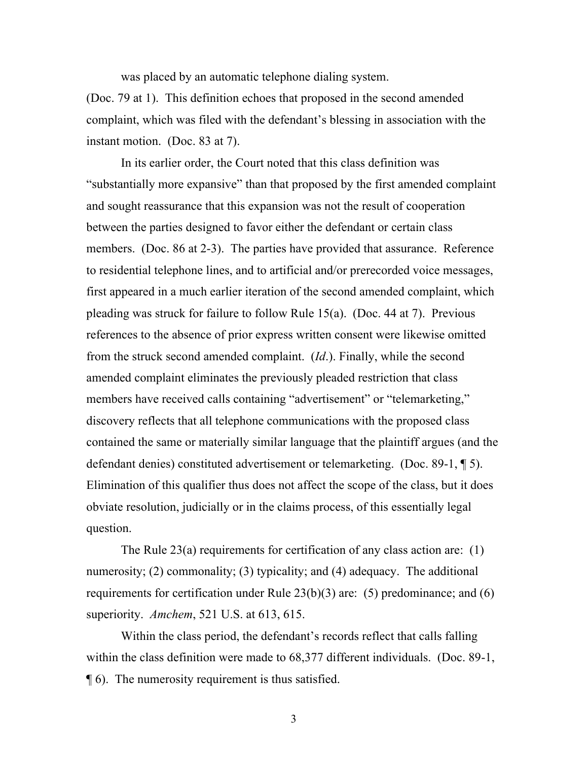was placed by an automatic telephone dialing system.

(Doc. 79 at 1). This definition echoes that proposed in the second amended complaint, which was filed with the defendant's blessing in association with the instant motion. (Doc. 83 at 7).

In its earlier order, the Court noted that this class definition was "substantially more expansive" than that proposed by the first amended complaint and sought reassurance that this expansion was not the result of cooperation between the parties designed to favor either the defendant or certain class members. (Doc. 86 at 2-3). The parties have provided that assurance. Reference to residential telephone lines, and to artificial and/or prerecorded voice messages, first appeared in a much earlier iteration of the second amended complaint, which pleading was struck for failure to follow Rule 15(a). (Doc. 44 at 7). Previous references to the absence of prior express written consent were likewise omitted from the struck second amended complaint. (*Id*.). Finally, while the second amended complaint eliminates the previously pleaded restriction that class members have received calls containing "advertisement" or "telemarketing," discovery reflects that all telephone communications with the proposed class contained the same or materially similar language that the plaintiff argues (and the defendant denies) constituted advertisement or telemarketing. (Doc. 89-1, ¶ 5). Elimination of this qualifier thus does not affect the scope of the class, but it does obviate resolution, judicially or in the claims process, of this essentially legal question.

The Rule 23(a) requirements for certification of any class action are: (1) numerosity; (2) commonality; (3) typicality; and (4) adequacy. The additional requirements for certification under Rule 23(b)(3) are: (5) predominance; and (6) superiority. *Amchem*, 521 U.S. at 613, 615.

Within the class period, the defendant's records reflect that calls falling within the class definition were made to 68,377 different individuals. (Doc. 89-1, ¶ 6). The numerosity requirement is thus satisfied.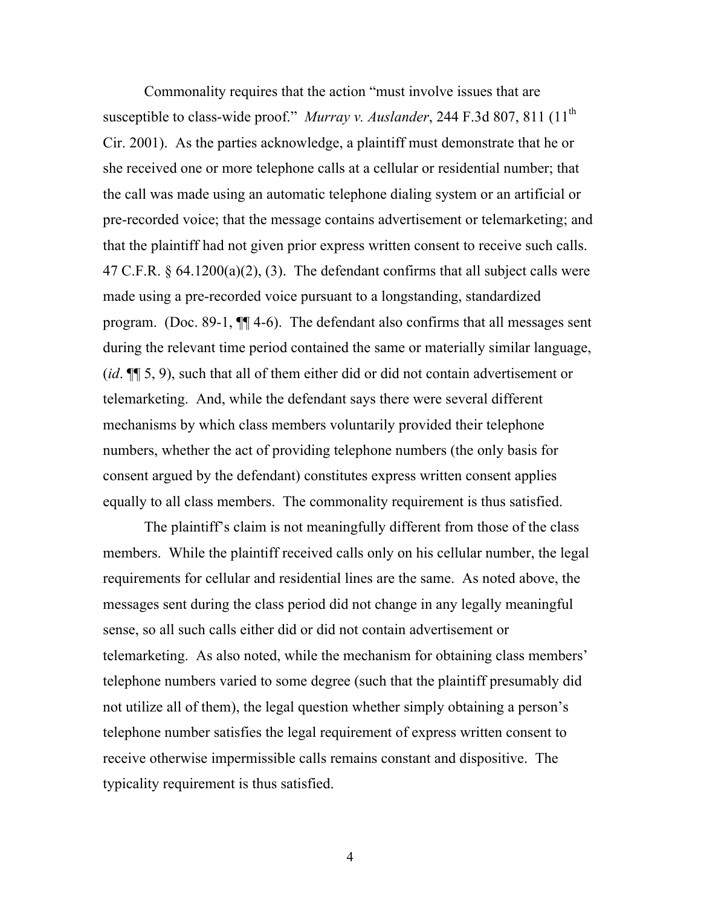Commonality requires that the action "must involve issues that are susceptible to class-wide proof." *Murray v. Auslander*, 244 F.3d 807, 811 (11th Cir. 2001). As the parties acknowledge, a plaintiff must demonstrate that he or she received one or more telephone calls at a cellular or residential number; that the call was made using an automatic telephone dialing system or an artificial or pre-recorded voice; that the message contains advertisement or telemarketing; and that the plaintiff had not given prior express written consent to receive such calls. 47 C.F.R. § 64.1200(a)(2), (3). The defendant confirms that all subject calls were made using a pre-recorded voice pursuant to a longstanding, standardized program. (Doc. 89-1, ¶¶ 4-6). The defendant also confirms that all messages sent during the relevant time period contained the same or materially similar language, (*id*. ¶¶ 5, 9), such that all of them either did or did not contain advertisement or telemarketing. And, while the defendant says there were several different mechanisms by which class members voluntarily provided their telephone numbers, whether the act of providing telephone numbers (the only basis for consent argued by the defendant) constitutes express written consent applies equally to all class members. The commonality requirement is thus satisfied.

The plaintiff's claim is not meaningfully different from those of the class members. While the plaintiff received calls only on his cellular number, the legal requirements for cellular and residential lines are the same. As noted above, the messages sent during the class period did not change in any legally meaningful sense, so all such calls either did or did not contain advertisement or telemarketing. As also noted, while the mechanism for obtaining class members' telephone numbers varied to some degree (such that the plaintiff presumably did not utilize all of them), the legal question whether simply obtaining a person's telephone number satisfies the legal requirement of express written consent to receive otherwise impermissible calls remains constant and dispositive. The typicality requirement is thus satisfied.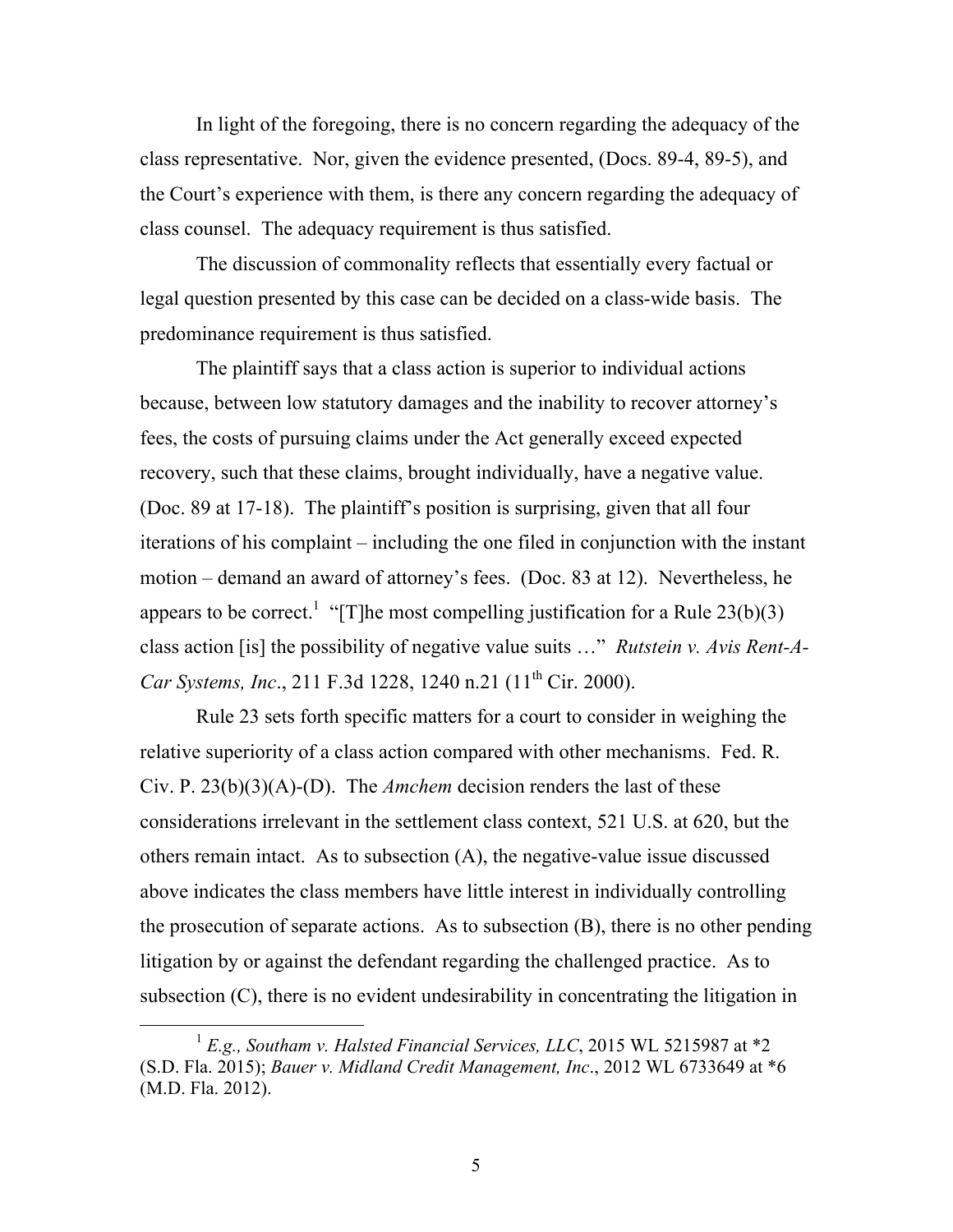In light of the foregoing, there is no concern regarding the adequacy of the class representative. Nor, given the evidence presented, (Docs. 89-4, 89-5), and the Court's experience with them, is there any concern regarding the adequacy of class counsel. The adequacy requirement is thus satisfied.

The discussion of commonality reflects that essentially every factual or legal question presented by this case can be decided on a class-wide basis. The predominance requirement is thus satisfied.

The plaintiff says that a class action is superior to individual actions because, between low statutory damages and the inability to recover attorney's fees, the costs of pursuing claims under the Act generally exceed expected recovery, such that these claims, brought individually, have a negative value. (Doc. 89 at 17-18). The plaintiff's position is surprising, given that all four iterations of his complaint – including the one filed in conjunction with the instant motion – demand an award of attorney's fees. (Doc. 83 at 12). Nevertheless, he appears to be correct.[1] "[T]he most compelling justification for a Rule 23(b)(3) class action [is] the possibility of negative value suits …" *Rutstein v. Avis Rent-A-Car Systems, Inc*., 211 F.3d 1228, 1240 n.21 (11th Cir. 2000).

Rule 23 sets forth specific matters for a court to consider in weighing the relative superiority of a class action compared with other mechanisms. Fed. R. Civ. P. 23(b)(3)(A)-(D). The *Amchem* decision renders the last of these considerations irrelevant in the settlement class context, 521 U.S. at 620, but the others remain intact. As to subsection (A), the negative-value issue discussed above indicates the class members have little interest in individually controlling the prosecution of separate actions. As to subsection (B), there is no other pending litigation by or against the defendant regarding the challenged practice. As to subsection (C), there is no evident undesirability in concentrating the litigation in

[1] *E.g., Southam v. Halsted Financial Services, LLC*, 2015 WL 5215987 at *2 (S.D. Fla. 2015); *Bauer v. Midland Credit Management, Inc*., 2012 WL 6733649 at *6 (M.D. Fla. 2012).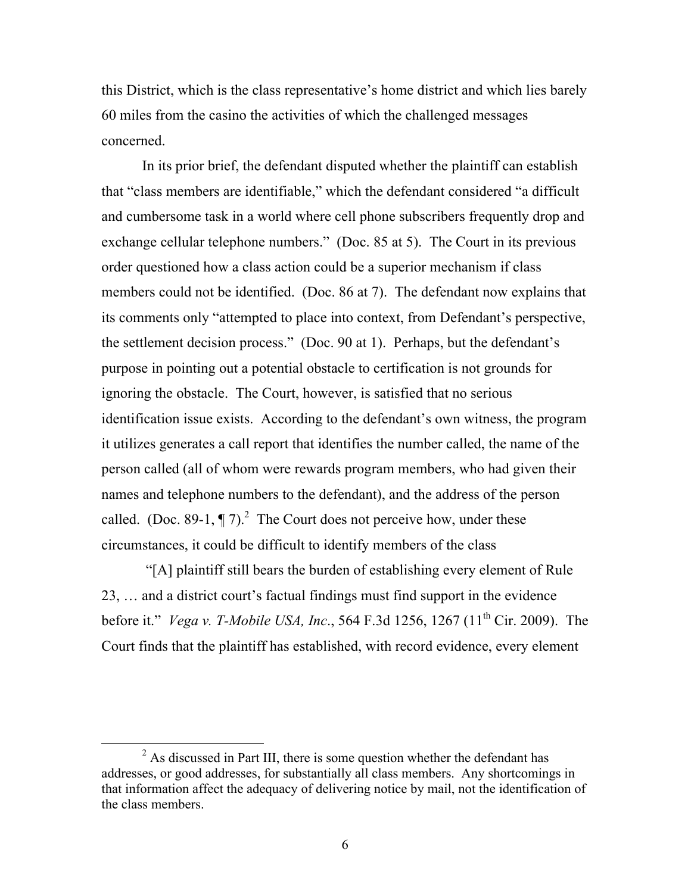this District, which is the class representative's home district and which lies barely 60 miles from the casino the activities of which the challenged messages concerned.

In its prior brief, the defendant disputed whether the plaintiff can establish that "class members are identifiable," which the defendant considered "a difficult and cumbersome task in a world where cell phone subscribers frequently drop and exchange cellular telephone numbers." (Doc. 85 at 5). The Court in its previous order questioned how a class action could be a superior mechanism if class members could not be identified. (Doc. 86 at 7). The defendant now explains that its comments only "attempted to place into context, from Defendant's perspective, the settlement decision process." (Doc. 90 at 1). Perhaps, but the defendant's purpose in pointing out a potential obstacle to certification is not grounds for ignoring the obstacle. The Court, however, is satisfied that no serious identification issue exists. According to the defendant's own witness, the program it utilizes generates a call report that identifies the number called, the name of the person called (all of whom were rewards program members, who had given their names and telephone numbers to the defendant), and the address of the person called. (Doc. 89-1, ¶ 7).[2] The Court does not perceive how, under these circumstances, it could be difficult to identify members of the class

"[A] plaintiff still bears the burden of establishing every element of Rule 23, … and a district court's factual findings must find support in the evidence before it." *Vega v. T-Mobile USA, Inc*., 564 F.3d 1256, 1267 (11th Cir. 2009). The Court finds that the plaintiff has established, with record evidence, every element

---

[2] As discussed in Part III, there is some question whether the defendant has addresses, or good addresses, for substantially all class members. Any shortcomings in that information affect the adequacy of delivering notice by mail, not the identification of the class members.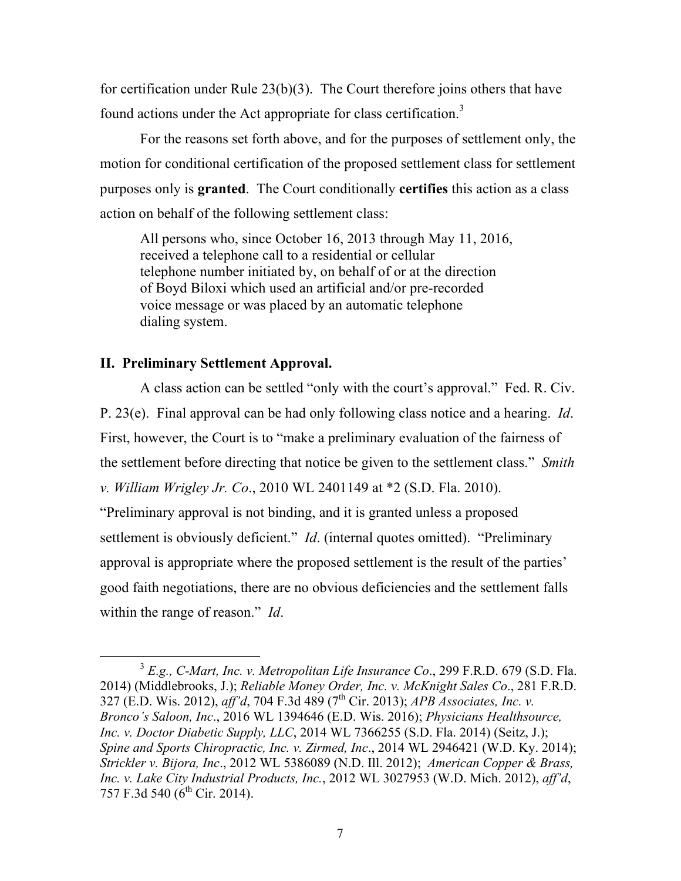for certification under Rule 23(b)(3). The Court therefore joins others that have found actions under the Act appropriate for class certification.[3]

For the reasons set forth above, and for the purposes of settlement only, the motion for conditional certification of the proposed settlement class for settlement purposes only is **granted**. The Court conditionally **certifies** this action as a class action on behalf of the following settlement class:

> All persons who, since October 16, 2013 through May 11, 2016, received a telephone call to a residential or cellular telephone number initiated by, on behalf of or at the direction of Boyd Biloxi which used an artificial and/or pre-recorded voice message or was placed by an automatic telephone dialing system.

## II. Preliminary Settlement Approval.

A class action can be settled "only with the court's approval." Fed. R. Civ. P. 23(e). Final approval can be had only following class notice and a hearing. *Id*. First, however, the Court is to "make a preliminary evaluation of the fairness of the settlement before directing that notice be given to the settlement class." *Smith v. William Wrigley Jr. Co*., 2010 WL 2401149 at *2 (S.D. Fla. 2010). "Preliminary approval is not binding, and it is granted unless a proposed settlement is obviously deficient." *Id*. (internal quotes omitted). "Preliminary approval is appropriate where the proposed settlement is the result of the parties' good faith negotiations, there are no obvious deficiencies and the settlement falls within the range of reason." *Id*.

---

[3] *E.g., C-Mart, Inc. v. Metropolitan Life Insurance Co*., 299 F.R.D. 679 (S.D. Fla. 2014) (Middlebrooks, J.); *Reliable Money Order, Inc. v. McKnight Sales Co*., 281 F.R.D. 327 (E.D. Wis. 2012), *aff'd*, 704 F.3d 489 (7th Cir. 2013); *APB Associates, Inc. v. Bronco's Saloon, Inc*., 2016 WL 1394646 (E.D. Wis. 2016); *Physicians Healthsource, Inc. v. Doctor Diabetic Supply, LLC*, 2014 WL 7366255 (S.D. Fla. 2014) (Seitz, J.); *Spine and Sports Chiropractic, Inc. v. Zirmed, Inc*., 2014 WL 2946421 (W.D. Ky. 2014); *Strickler v. Bijora, Inc*., 2012 WL 5386089 (N.D. Ill. 2012); *American Copper & Brass, Inc. v. Lake City Industrial Products, Inc.*, 2012 WL 3027953 (W.D. Mich. 2012), *aff'd*, 757 F.3d 540 (6th Cir. 2014).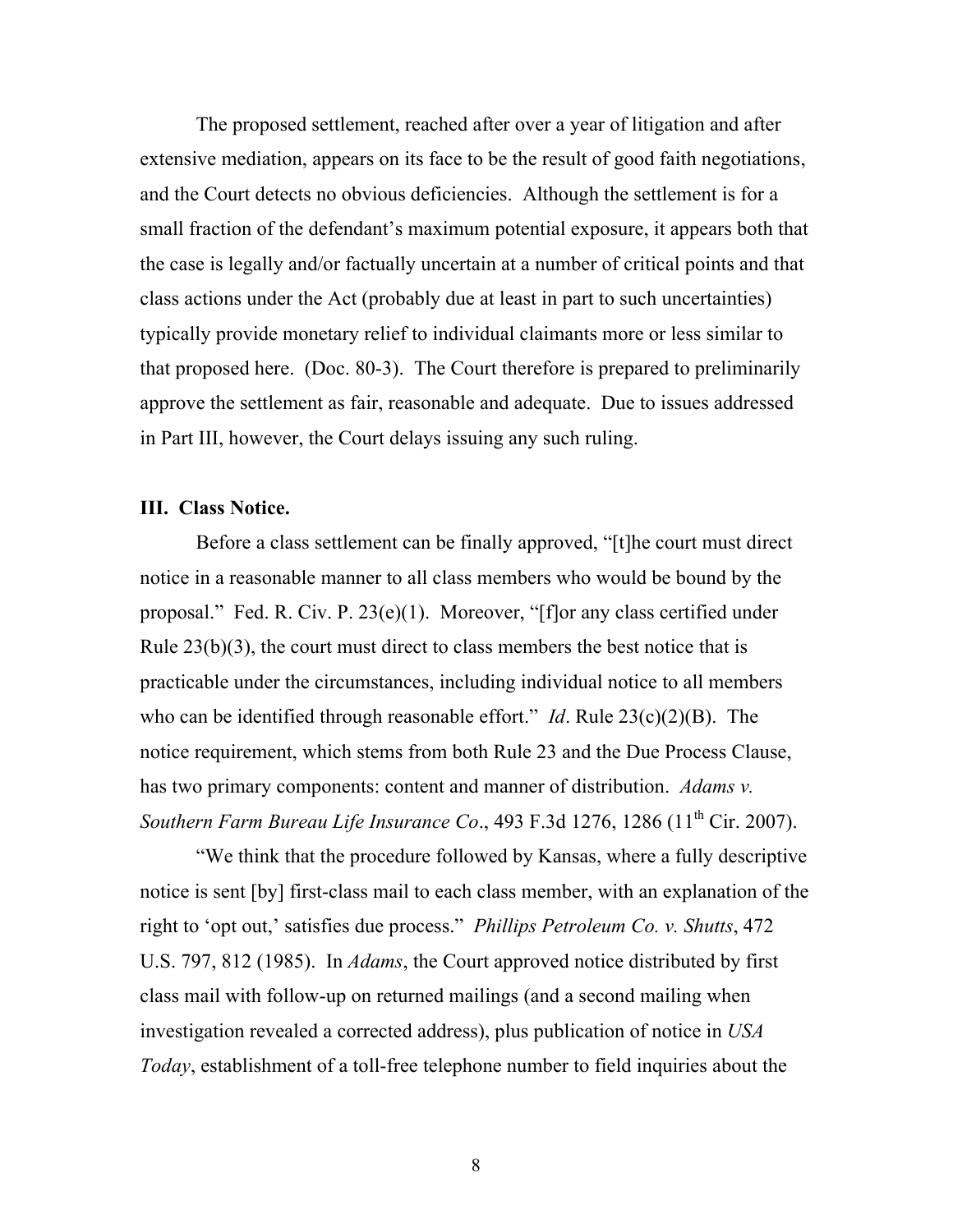The proposed settlement, reached after over a year of litigation and after extensive mediation, appears on its face to be the result of good faith negotiations, and the Court detects no obvious deficiencies. Although the settlement is for a small fraction of the defendant's maximum potential exposure, it appears both that the case is legally and/or factually uncertain at a number of critical points and that class actions under the Act (probably due at least in part to such uncertainties) typically provide monetary relief to individual claimants more or less similar to that proposed here. (Doc. 80-3). The Court therefore is prepared to preliminarily approve the settlement as fair, reasonable and adequate. Due to issues addressed in Part III, however, the Court delays issuing any such ruling.

### III. Class Notice.

Before a class settlement can be finally approved, "[t]he court must direct notice in a reasonable manner to all class members who would be bound by the proposal." Fed. R. Civ. P. 23(e)(1). Moreover, "[f]or any class certified under Rule 23(b)(3), the court must direct to class members the best notice that is practicable under the circumstances, including individual notice to all members who can be identified through reasonable effort." *Id*. Rule 23(c)(2)(B). The notice requirement, which stems from both Rule 23 and the Due Process Clause, has two primary components: content and manner of distribution. *Adams v. Southern Farm Bureau Life Insurance Co*., 493 F.3d 1276, 1286 (11th Cir. 2007).

"We think that the procedure followed by Kansas, where a fully descriptive notice is sent [by] first-class mail to each class member, with an explanation of the right to 'opt out,' satisfies due process." *Phillips Petroleum Co. v. Shutts*, 472 U.S. 797, 812 (1985). In *Adams*, the Court approved notice distributed by first class mail with follow-up on returned mailings (and a second mailing when investigation revealed a corrected address), plus publication of notice in *USA Today*, establishment of a toll-free telephone number to field inquiries about the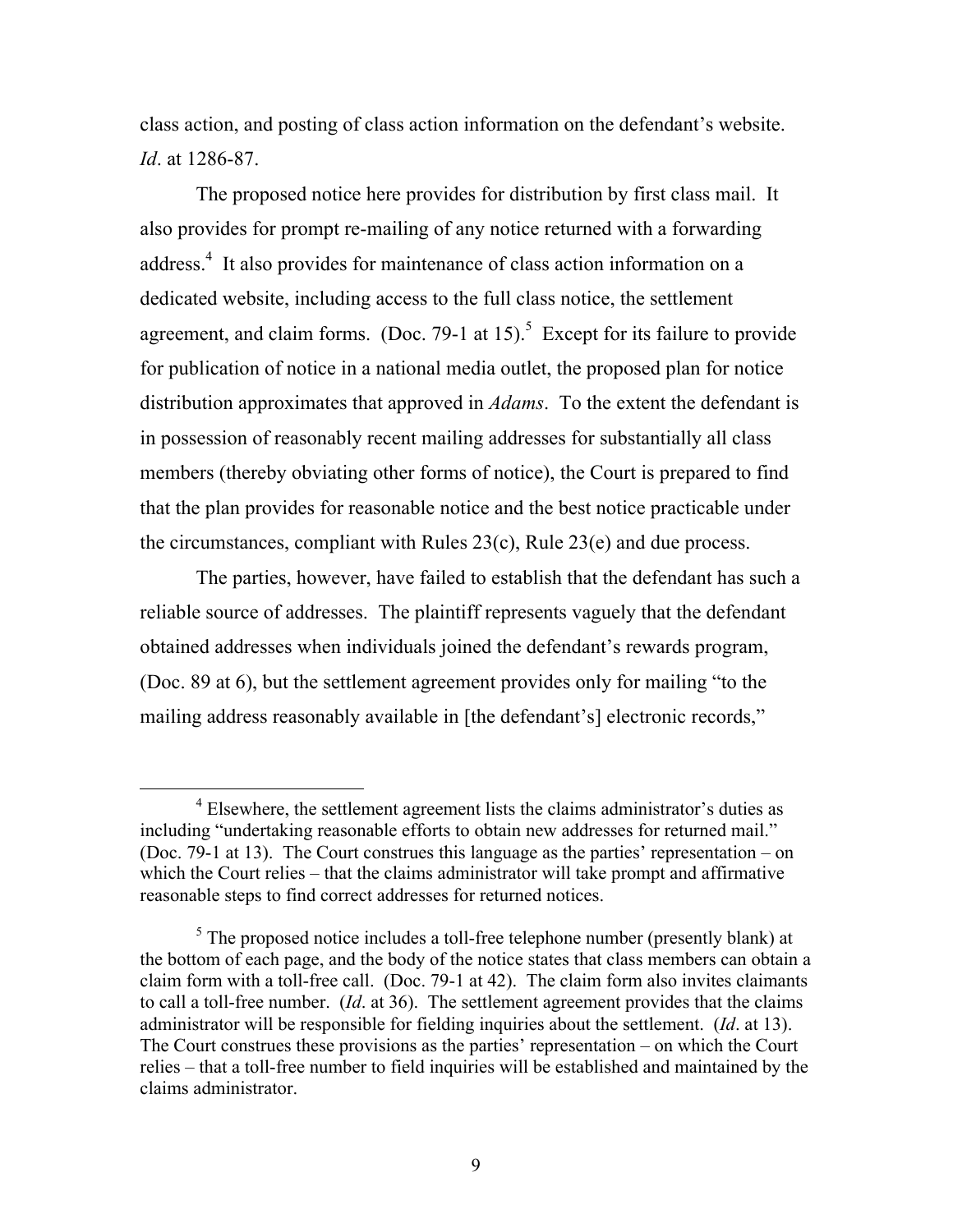class action, and posting of class action information on the defendant's website. *Id*. at 1286-87.

The proposed notice here provides for distribution by first class mail. It also provides for prompt re-mailing of any notice returned with a forwarding address.[4] It also provides for maintenance of class action information on a dedicated website, including access to the full class notice, the settlement agreement, and claim forms. (Doc. 79-1 at 15).[5] Except for its failure to provide for publication of notice in a national media outlet, the proposed plan for notice distribution approximates that approved in *Adams*. To the extent the defendant is in possession of reasonably recent mailing addresses for substantially all class members (thereby obviating other forms of notice), the Court is prepared to find that the plan provides for reasonable notice and the best notice practicable under the circumstances, compliant with Rules 23(c), Rule 23(e) and due process.

The parties, however, have failed to establish that the defendant has such a reliable source of addresses. The plaintiff represents vaguely that the defendant obtained addresses when individuals joined the defendant's rewards program, (Doc. 89 at 6), but the settlement agreement provides only for mailing "to the mailing address reasonably available in [the defendant's] electronic records,"

---

[4] Elsewhere, the settlement agreement lists the claims administrator's duties as including "undertaking reasonable efforts to obtain new addresses for returned mail." (Doc. 79-1 at 13). The Court construes this language as the parties' representation – on which the Court relies – that the claims administrator will take prompt and affirmative reasonable steps to find correct addresses for returned notices.

[5] The proposed notice includes a toll-free telephone number (presently blank) at the bottom of each page, and the body of the notice states that class members can obtain a claim form with a toll-free call. (Doc. 79-1 at 42). The claim form also invites claimants to call a toll-free number. (*Id*. at 36). The settlement agreement provides that the claims administrator will be responsible for fielding inquiries about the settlement. (*Id*. at 13). The Court construes these provisions as the parties' representation – on which the Court relies – that a toll-free number to field inquiries will be established and maintained by the claims administrator.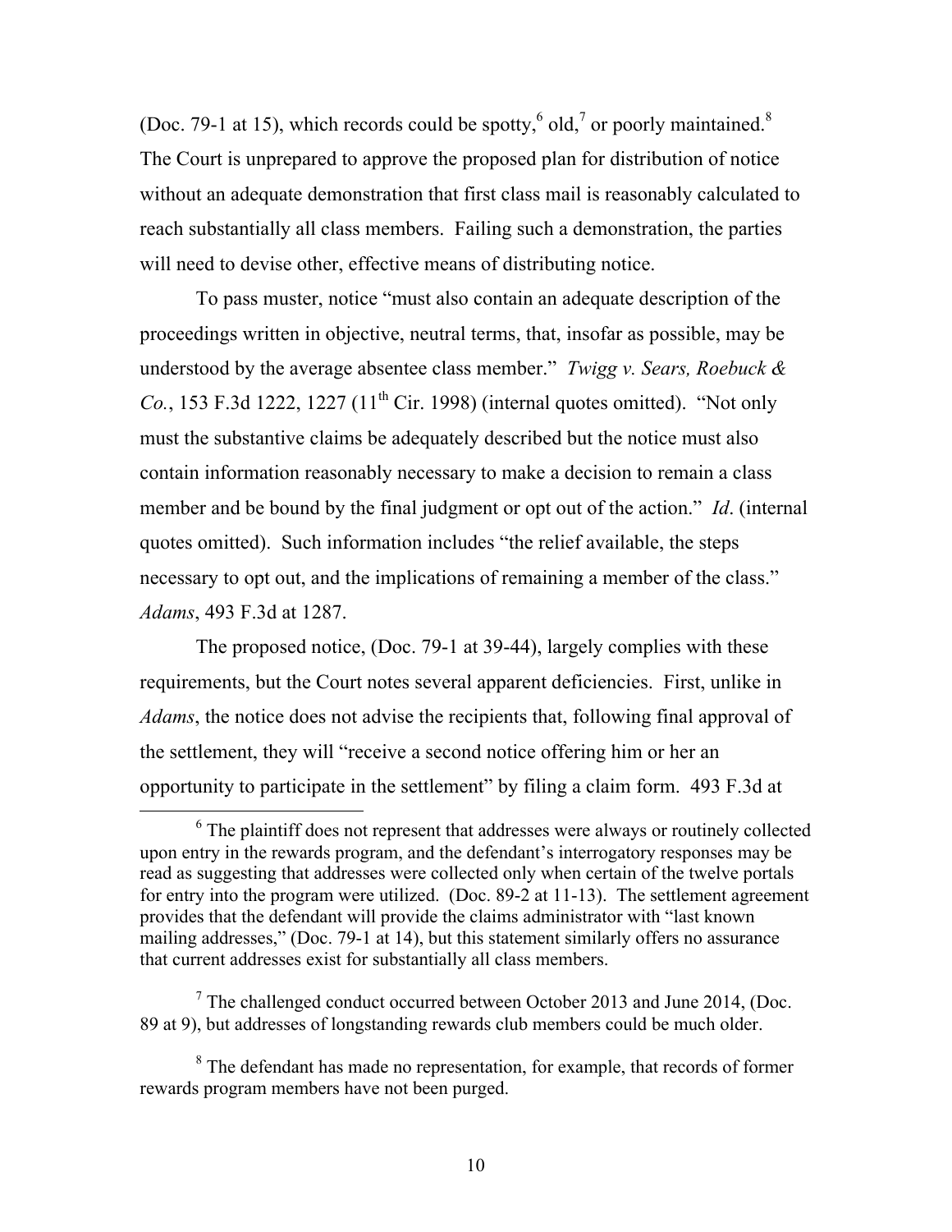(Doc. 79-1 at 15), which records could be spotty,[6] old,[7] or poorly maintained.[8] The Court is unprepared to approve the proposed plan for distribution of notice without an adequate demonstration that first class mail is reasonably calculated to reach substantially all class members. Failing such a demonstration, the parties will need to devise other, effective means of distributing notice.

To pass muster, notice "must also contain an adequate description of the proceedings written in objective, neutral terms, that, insofar as possible, may be understood by the average absentee class member." *Twigg v. Sears, Roebuck & Co.*, 153 F.3d 1222, 1227 (11th Cir. 1998) (internal quotes omitted). "Not only must the substantive claims be adequately described but the notice must also contain information reasonably necessary to make a decision to remain a class member and be bound by the final judgment or opt out of the action." *Id*. (internal quotes omitted). Such information includes "the relief available, the steps necessary to opt out, and the implications of remaining a member of the class." *Adams*, 493 F.3d at 1287.

The proposed notice, (Doc. 79-1 at 39-44), largely complies with these requirements, but the Court notes several apparent deficiencies. First, unlike in *Adams*, the notice does not advise the recipients that, following final approval of the settlement, they will "receive a second notice offering him or her an opportunity to participate in the settlement" by filing a claim form. 493 F.3d at

---

[6] The plaintiff does not represent that addresses were always or routinely collected upon entry in the rewards program, and the defendant's interrogatory responses may be read as suggesting that addresses were collected only when certain of the twelve portals for entry into the program were utilized. (Doc. 89-2 at 11-13). The settlement agreement provides that the defendant will provide the claims administrator with "last known mailing addresses," (Doc. 79-1 at 14), but this statement similarly offers no assurance that current addresses exist for substantially all class members.

[7] The challenged conduct occurred between October 2013 and June 2014, (Doc. 89 at 9), but addresses of longstanding rewards club members could be much older.

[8] The defendant has made no representation, for example, that records of former rewards program members have not been purged.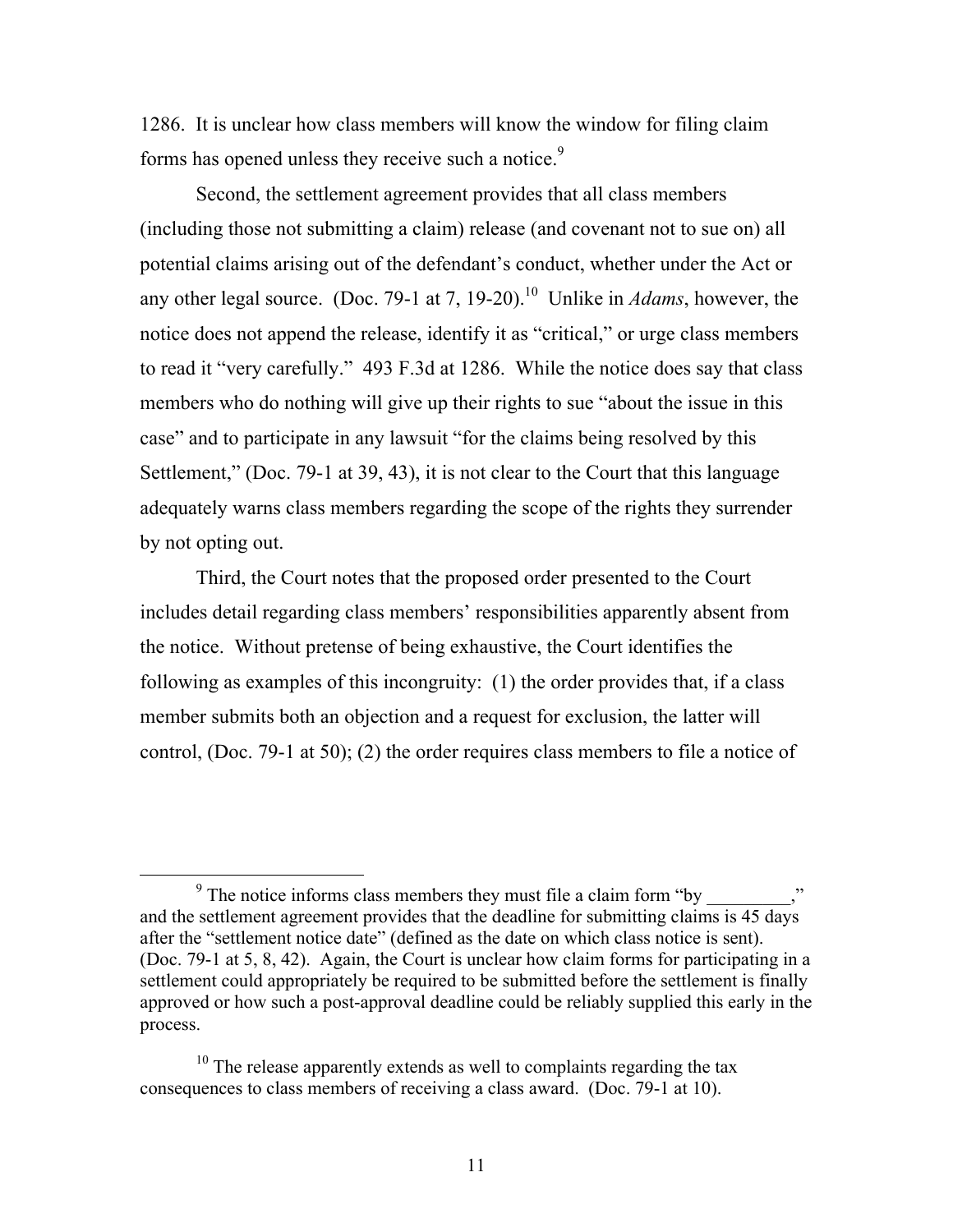1286. It is unclear how class members will know the window for filing claim forms has opened unless they receive such a notice.[9]

Second, the settlement agreement provides that all class members (including those not submitting a claim) release (and covenant not to sue on) all potential claims arising out of the defendant's conduct, whether under the Act or any other legal source. (Doc. 79-1 at 7, 19-20).[10] Unlike in *Adams*, however, the notice does not append the release, identify it as "critical," or urge class members to read it "very carefully." 493 F.3d at 1286. While the notice does say that class members who do nothing will give up their rights to sue "about the issue in this case" and to participate in any lawsuit "for the claims being resolved by this Settlement," (Doc. 79-1 at 39, 43), it is not clear to the Court that this language adequately warns class members regarding the scope of the rights they surrender by not opting out.

Third, the Court notes that the proposed order presented to the Court includes detail regarding class members' responsibilities apparently absent from the notice. Without pretense of being exhaustive, the Court identifies the following as examples of this incongruity: (1) the order provides that, if a class member submits both an objection and a request for exclusion, the latter will control, (Doc. 79-1 at 50); (2) the order requires class members to file a notice of

---

[9] The notice informs class members they must file a claim form "by _________," and the settlement agreement provides that the deadline for submitting claims is 45 days after the "settlement notice date" (defined as the date on which class notice is sent). (Doc. 79-1 at 5, 8, 42). Again, the Court is unclear how claim forms for participating in a settlement could appropriately be required to be submitted before the settlement is finally approved or how such a post-approval deadline could be reliably supplied this early in the process.

[10] The release apparently extends as well to complaints regarding the tax consequences to class members of receiving a class award. (Doc. 79-1 at 10).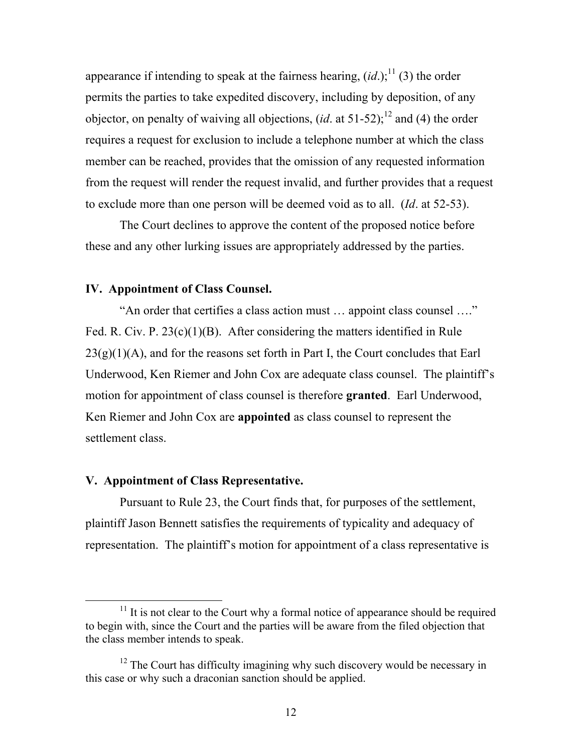appearance if intending to speak at the fairness hearing, (*id*.);[11] (3) the order permits the parties to take expedited discovery, including by deposition, of any objector, on penalty of waiving all objections, (*id*. at 51-52);[12] and (4) the order requires a request for exclusion to include a telephone number at which the class member can be reached, provides that the omission of any requested information from the request will render the request invalid, and further provides that a request to exclude more than one person will be deemed void as to all. (*Id*. at 52-53).

The Court declines to approve the content of the proposed notice before these and any other lurking issues are appropriately addressed by the parties.

## IV. Appointment of Class Counsel.

"An order that certifies a class action must … appoint class counsel …." Fed. R. Civ. P. 23(c)(1)(B). After considering the matters identified in Rule 23(g)(1)(A), and for the reasons set forth in Part I, the Court concludes that Earl Underwood, Ken Riemer and John Cox are adequate class counsel. The plaintiff's motion for appointment of class counsel is therefore **granted**. Earl Underwood, Ken Riemer and John Cox are **appointed** as class counsel to represent the settlement class.

## V. Appointment of Class Representative.

Pursuant to Rule 23, the Court finds that, for purposes of the settlement, plaintiff Jason Bennett satisfies the requirements of typicality and adequacy of representation. The plaintiff's motion for appointment of a class representative is

---

[11] It is not clear to the Court why a formal notice of appearance should be required to begin with, since the Court and the parties will be aware from the filed objection that the class member intends to speak.

[12] The Court has difficulty imagining why such discovery would be necessary in this case or why such a draconian sanction should be applied.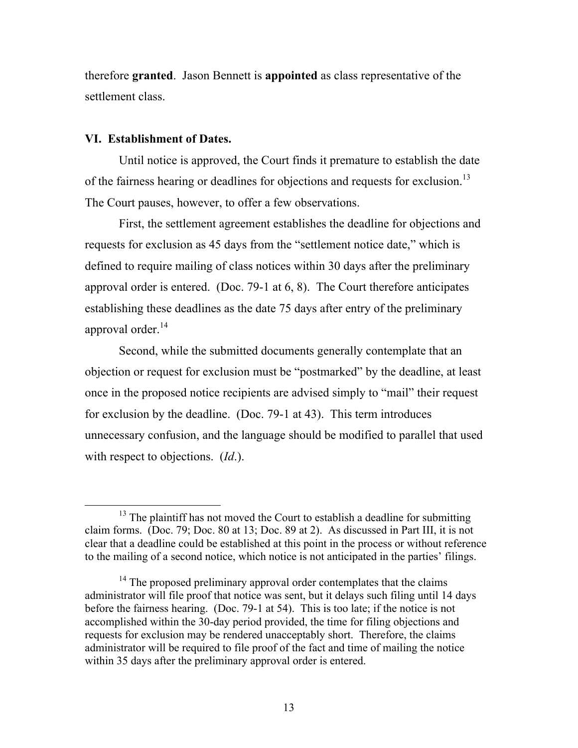therefore **granted**. Jason Bennett is **appointed** as class representative of the settlement class.

### VI. Establishment of Dates.

Until notice is approved, the Court finds it premature to establish the date of the fairness hearing or deadlines for objections and requests for exclusion.[13] The Court pauses, however, to offer a few observations.

First, the settlement agreement establishes the deadline for objections and requests for exclusion as 45 days from the "settlement notice date," which is defined to require mailing of class notices within 30 days after the preliminary approval order is entered. (Doc. 79-1 at 6, 8). The Court therefore anticipates establishing these deadlines as the date 75 days after entry of the preliminary approval order.[14]

Second, while the submitted documents generally contemplate that an objection or request for exclusion must be "postmarked" by the deadline, at least once in the proposed notice recipients are advised simply to "mail" their request for exclusion by the deadline. (Doc. 79-1 at 43). This term introduces unnecessary confusion, and the language should be modified to parallel that used with respect to objections. (*Id*.).

---

[13] The plaintiff has not moved the Court to establish a deadline for submitting claim forms. (Doc. 79; Doc. 80 at 13; Doc. 89 at 2). As discussed in Part III, it is not clear that a deadline could be established at this point in the process or without reference to the mailing of a second notice, which notice is not anticipated in the parties' filings.

[14] The proposed preliminary approval order contemplates that the claims administrator will file proof that notice was sent, but it delays such filing until 14 days before the fairness hearing. (Doc. 79-1 at 54). This is too late; if the notice is not accomplished within the 30-day period provided, the time for filing objections and requests for exclusion may be rendered unacceptably short. Therefore, the claims administrator will be required to file proof of the fact and time of mailing the notice within 35 days after the preliminary approval order is entered.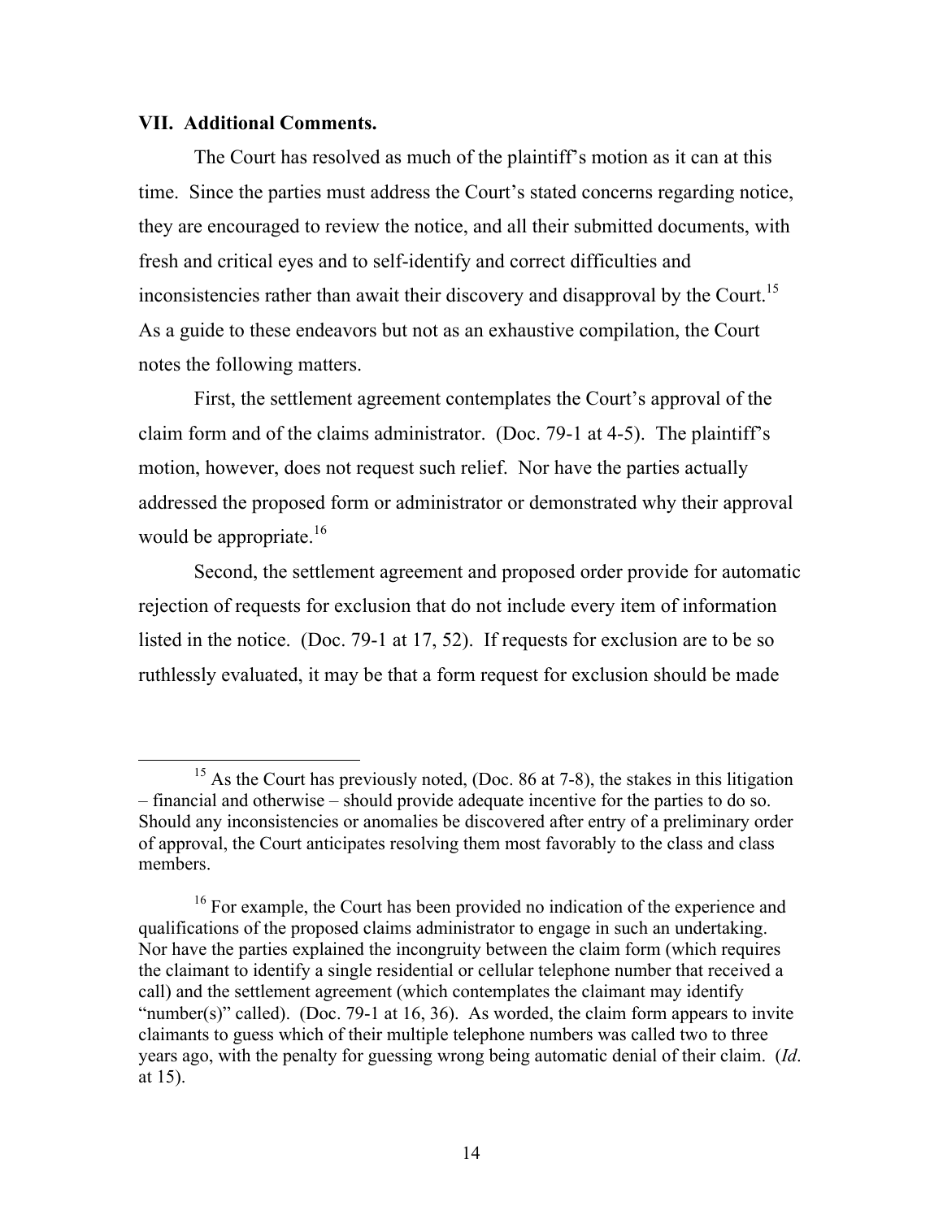### VII. Additional Comments.

The Court has resolved as much of the plaintiff's motion as it can at this time. Since the parties must address the Court's stated concerns regarding notice, they are encouraged to review the notice, and all their submitted documents, with fresh and critical eyes and to self-identify and correct difficulties and inconsistencies rather than await their discovery and disapproval by the Court.[15] As a guide to these endeavors but not as an exhaustive compilation, the Court notes the following matters.

First, the settlement agreement contemplates the Court's approval of the claim form and of the claims administrator. (Doc. 79-1 at 4-5). The plaintiff's motion, however, does not request such relief. Nor have the parties actually addressed the proposed form or administrator or demonstrated why their approval would be appropriate.[16]

Second, the settlement agreement and proposed order provide for automatic rejection of requests for exclusion that do not include every item of information listed in the notice. (Doc. 79-1 at 17, 52). If requests for exclusion are to be so ruthlessly evaluated, it may be that a form request for exclusion should be made

---

[15] As the Court has previously noted, (Doc. 86 at 7-8), the stakes in this litigation – financial and otherwise – should provide adequate incentive for the parties to do so. Should any inconsistencies or anomalies be discovered after entry of a preliminary order of approval, the Court anticipates resolving them most favorably to the class and class members.

[16] For example, the Court has been provided no indication of the experience and qualifications of the proposed claims administrator to engage in such an undertaking. Nor have the parties explained the incongruity between the claim form (which requires the claimant to identify a single residential or cellular telephone number that received a call) and the settlement agreement (which contemplates the claimant may identify "number(s)" called). (Doc. 79-1 at 16, 36). As worded, the claim form appears to invite claimants to guess which of their multiple telephone numbers was called two to three years ago, with the penalty for guessing wrong being automatic denial of their claim. (*Id*. at 15).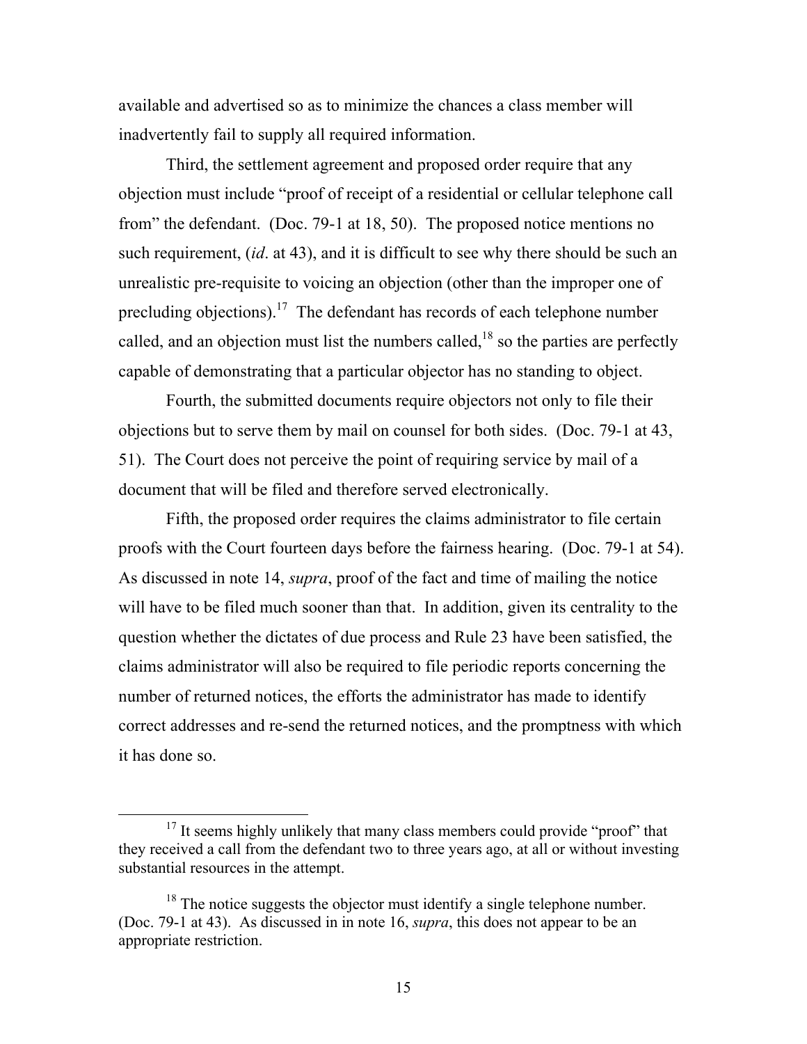available and advertised so as to minimize the chances a class member will inadvertently fail to supply all required information.

Third, the settlement agreement and proposed order require that any objection must include "proof of receipt of a residential or cellular telephone call from" the defendant. (Doc. 79-1 at 18, 50). The proposed notice mentions no such requirement, (*id*. at 43), and it is difficult to see why there should be such an unrealistic pre-requisite to voicing an objection (other than the improper one of precluding objections).[17] The defendant has records of each telephone number called, and an objection must list the numbers called,[18] so the parties are perfectly capable of demonstrating that a particular objector has no standing to object.

Fourth, the submitted documents require objectors not only to file their objections but to serve them by mail on counsel for both sides. (Doc. 79-1 at 43, 51). The Court does not perceive the point of requiring service by mail of a document that will be filed and therefore served electronically.

Fifth, the proposed order requires the claims administrator to file certain proofs with the Court fourteen days before the fairness hearing. (Doc. 79-1 at 54). As discussed in note 14, *supra*, proof of the fact and time of mailing the notice will have to be filed much sooner than that. In addition, given its centrality to the question whether the dictates of due process and Rule 23 have been satisfied, the claims administrator will also be required to file periodic reports concerning the number of returned notices, the efforts the administrator has made to identify correct addresses and re-send the returned notices, and the promptness with which it has done so.

---

[17] It seems highly unlikely that many class members could provide "proof" that they received a call from the defendant two to three years ago, at all or without investing substantial resources in the attempt.

[18] The notice suggests the objector must identify a single telephone number. (Doc. 79-1 at 43). As discussed in in note 16, *supra*, this does not appear to be an appropriate restriction.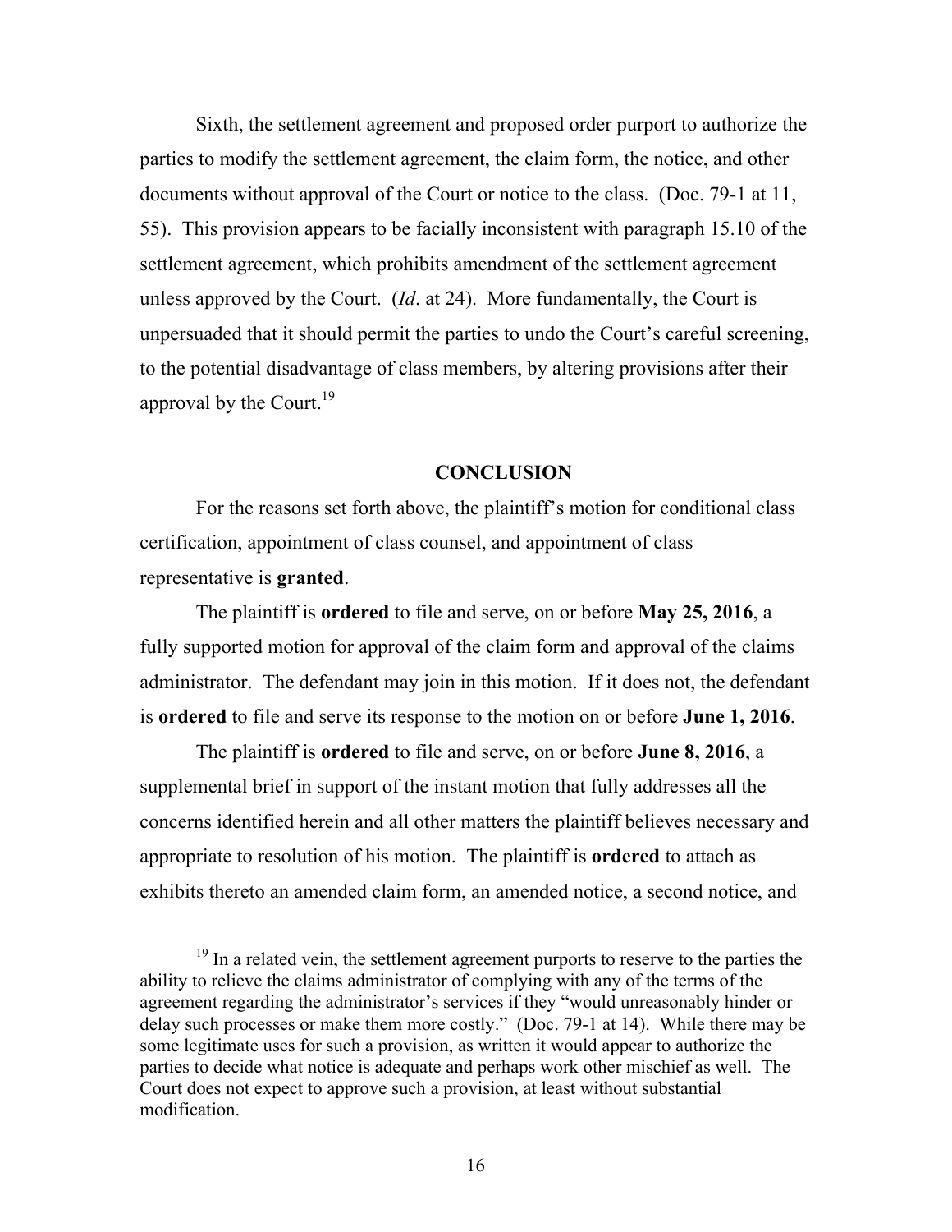Sixth, the settlement agreement and proposed order purport to authorize the parties to modify the settlement agreement, the claim form, the notice, and other documents without approval of the Court or notice to the class. (Doc. 79-1 at 11, 55). This provision appears to be facially inconsistent with paragraph 15.10 of the settlement agreement, which prohibits amendment of the settlement agreement unless approved by the Court. (*Id*. at 24). More fundamentally, the Court is unpersuaded that it should permit the parties to undo the Court's careful screening, to the potential disadvantage of class members, by altering provisions after their approval by the Court.[19]

## CONCLUSION

For the reasons set forth above, the plaintiff's motion for conditional class certification, appointment of class counsel, and appointment of class representative is **granted**.

The plaintiff is **ordered** to file and serve, on or before **May 25, 2016**, a fully supported motion for approval of the claim form and approval of the claims administrator. The defendant may join in this motion. If it does not, the defendant is **ordered** to file and serve its response to the motion on or before **June 1, 2016**.

The plaintiff is **ordered** to file and serve, on or before **June 8, 2016**, a supplemental brief in support of the instant motion that fully addresses all the concerns identified herein and all other matters the plaintiff believes necessary and appropriate to resolution of his motion. The plaintiff is **ordered** to attach as exhibits thereto an amended claim form, an amended notice, a second notice, and

---

[19] In a related vein, the settlement agreement purports to reserve to the parties the ability to relieve the claims administrator of complying with any of the terms of the agreement regarding the administrator's services if they "would unreasonably hinder or delay such processes or make them more costly." (Doc. 79-1 at 14). While there may be some legitimate uses for such a provision, as written it would appear to authorize the parties to decide what notice is adequate and perhaps work other mischief as well. The Court does not expect to approve such a provision, at least without substantial modification.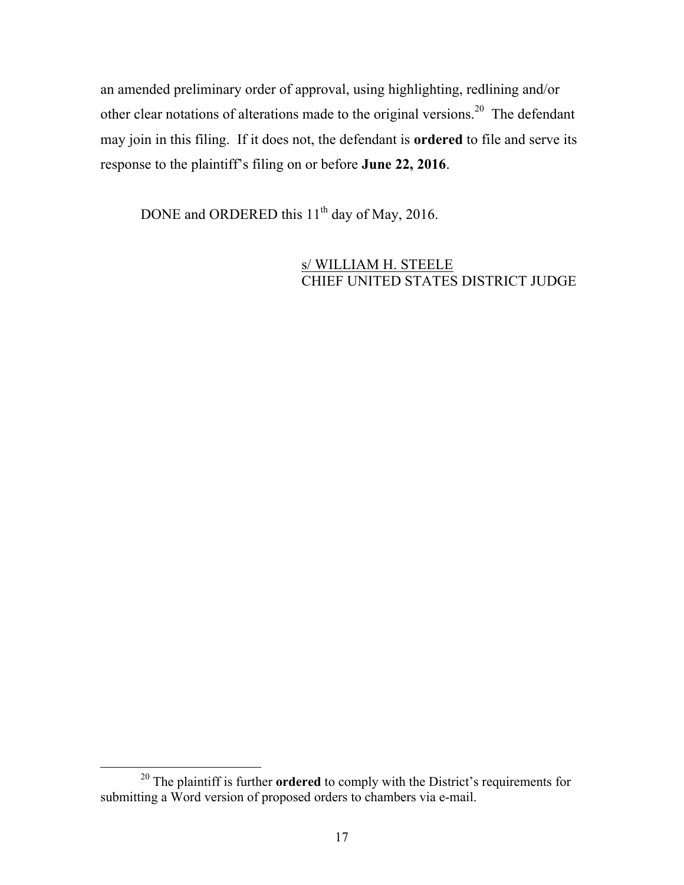an amended preliminary order of approval, using highlighting, redlining and/or other clear notations of alterations made to the original versions.[20] The defendant may join in this filing. If it does not, the defendant is **ordered** to file and serve its response to the plaintiff's filing on or before **June 22, 2016**.

DONE and ORDERED this 11th day of May, 2016.

s/ WILLIAM H. STEELE
CHIEF UNITED STATES DISTRICT JUDGE

[20] The plaintiff is further **ordered** to comply with the District's requirements for submitting a Word version of proposed orders to chambers via e-mail.